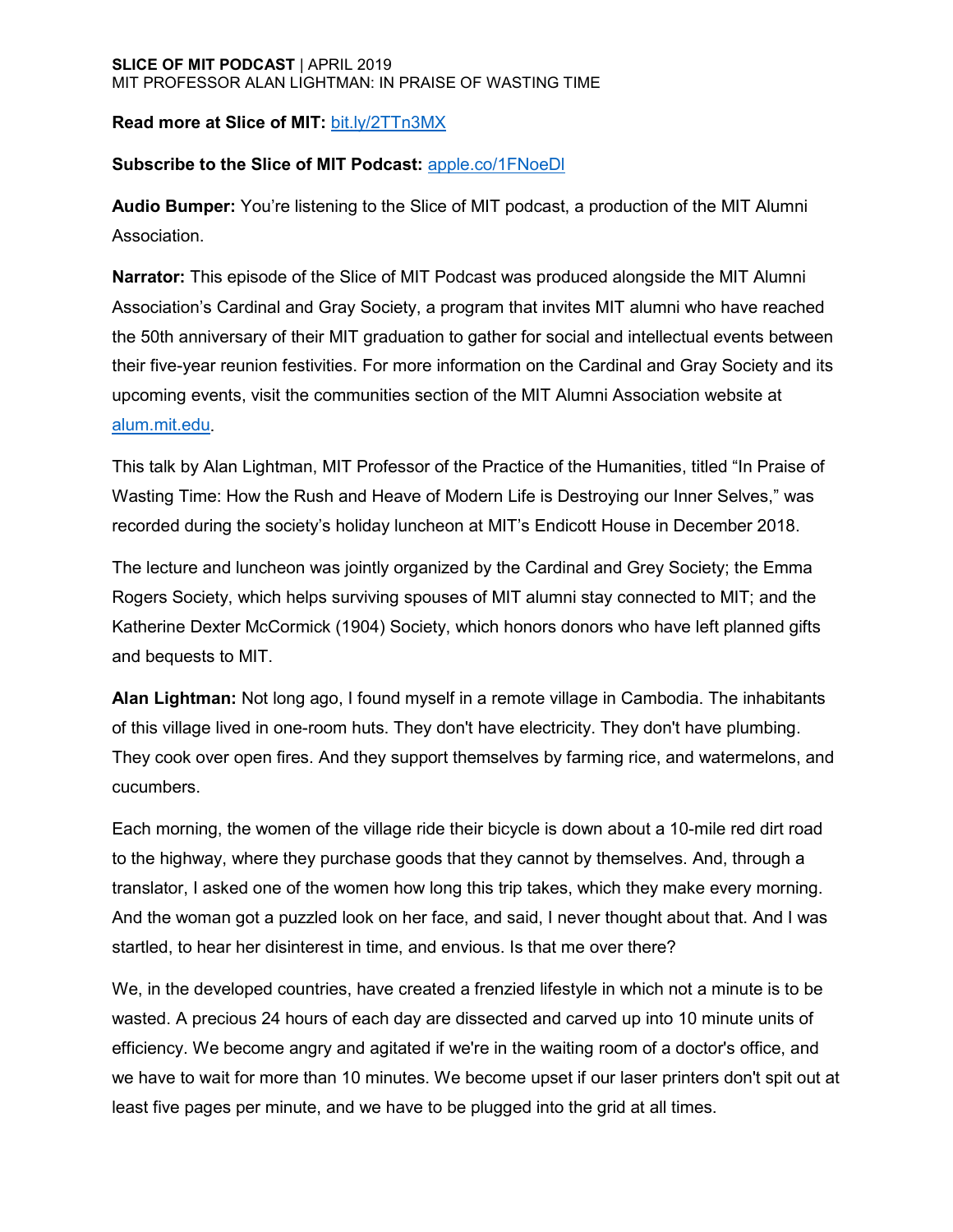**SLICE OF MIT PODCAST** | APRIL 2019
MIT PROFESSOR ALAN LIGHTMAN: IN PRAISE OF WASTING TIME

**Read more at Slice of MIT:** bit.ly/2TTn3MX

**Subscribe to the Slice of MIT Podcast:** apple.co/1FNoeDl

**Audio Bumper:** You're listening to the Slice of MIT podcast, a production of the MIT Alumni Association.

**Narrator:** This episode of the Slice of MIT Podcast was produced alongside the MIT Alumni Association's Cardinal and Gray Society, a program that invites MIT alumni who have reached the 50th anniversary of their MIT graduation to gather for social and intellectual events between their five-year reunion festivities. For more information on the Cardinal and Gray Society and its upcoming events, visit the communities section of the MIT Alumni Association website at alum.mit.edu.

This talk by Alan Lightman, MIT Professor of the Practice of the Humanities, titled "In Praise of Wasting Time: How the Rush and Heave of Modern Life is Destroying our Inner Selves," was recorded during the society's holiday luncheon at MIT's Endicott House in December 2018.

The lecture and luncheon was jointly organized by the Cardinal and Grey Society; the Emma Rogers Society, which helps surviving spouses of MIT alumni stay connected to MIT; and the Katherine Dexter McCormick (1904) Society, which honors donors who have left planned gifts and bequests to MIT.

**Alan Lightman:** Not long ago, I found myself in a remote village in Cambodia. The inhabitants of this village lived in one-room huts. They don't have electricity. They don't have plumbing. They cook over open fires. And they support themselves by farming rice, and watermelons, and cucumbers.

Each morning, the women of the village ride their bicycle is down about a 10-mile red dirt road to the highway, where they purchase goods that they cannot by themselves. And, through a translator, I asked one of the women how long this trip takes, which they make every morning. And the woman got a puzzled look on her face, and said, I never thought about that. And I was startled, to hear her disinterest in time, and envious. Is that me over there?

We, in the developed countries, have created a frenzied lifestyle in which not a minute is to be wasted. A precious 24 hours of each day are dissected and carved up into 10 minute units of efficiency. We become angry and agitated if we're in the waiting room of a doctor's office, and we have to wait for more than 10 minutes. We become upset if our laser printers don't spit out at least five pages per minute, and we have to be plugged into the grid at all times.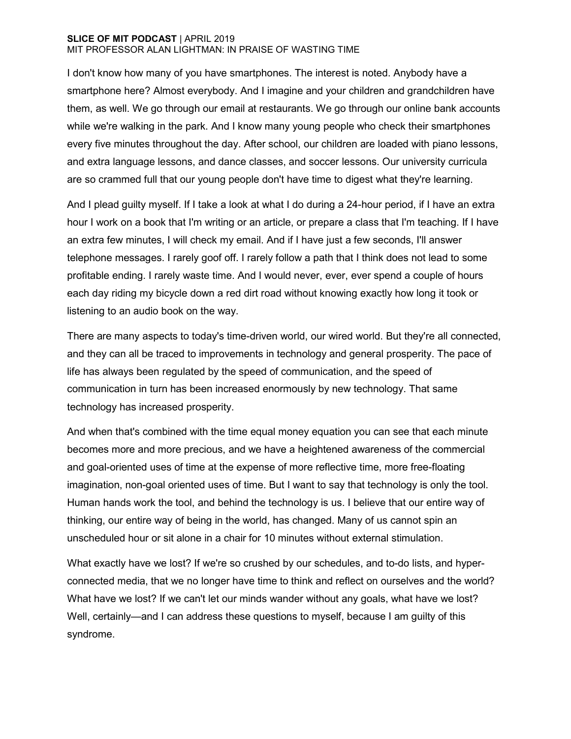I don't know how many of you have smartphones. The interest is noted. Anybody have a smartphone here? Almost everybody. And I imagine and your children and grandchildren have them, as well. We go through our email at restaurants. We go through our online bank accounts while we're walking in the park. And I know many young people who check their smartphones every five minutes throughout the day. After school, our children are loaded with piano lessons, and extra language lessons, and dance classes, and soccer lessons. Our university curricula are so crammed full that our young people don't have time to digest what they're learning.

And I plead guilty myself. If I take a look at what I do during a 24-hour period, if I have an extra hour I work on a book that I'm writing or an article, or prepare a class that I'm teaching. If I have an extra few minutes, I will check my email. And if I have just a few seconds, I'll answer telephone messages. I rarely goof off. I rarely follow a path that I think does not lead to some profitable ending. I rarely waste time. And I would never, ever, ever spend a couple of hours each day riding my bicycle down a red dirt road without knowing exactly how long it took or listening to an audio book on the way.

There are many aspects to today's time-driven world, our wired world. But they're all connected, and they can all be traced to improvements in technology and general prosperity. The pace of life has always been regulated by the speed of communication, and the speed of communication in turn has been increased enormously by new technology. That same technology has increased prosperity.

And when that's combined with the time equal money equation you can see that each minute becomes more and more precious, and we have a heightened awareness of the commercial and goal-oriented uses of time at the expense of more reflective time, more free-floating imagination, non-goal oriented uses of time. But I want to say that technology is only the tool. Human hands work the tool, and behind the technology is us. I believe that our entire way of thinking, our entire way of being in the world, has changed. Many of us cannot spin an unscheduled hour or sit alone in a chair for 10 minutes without external stimulation.

What exactly have we lost? If we're so crushed by our schedules, and to-do lists, and hyper-connected media, that we no longer have time to think and reflect on ourselves and the world? What have we lost? If we can't let our minds wander without any goals, what have we lost? Well, certainly—and I can address these questions to myself, because I am guilty of this syndrome.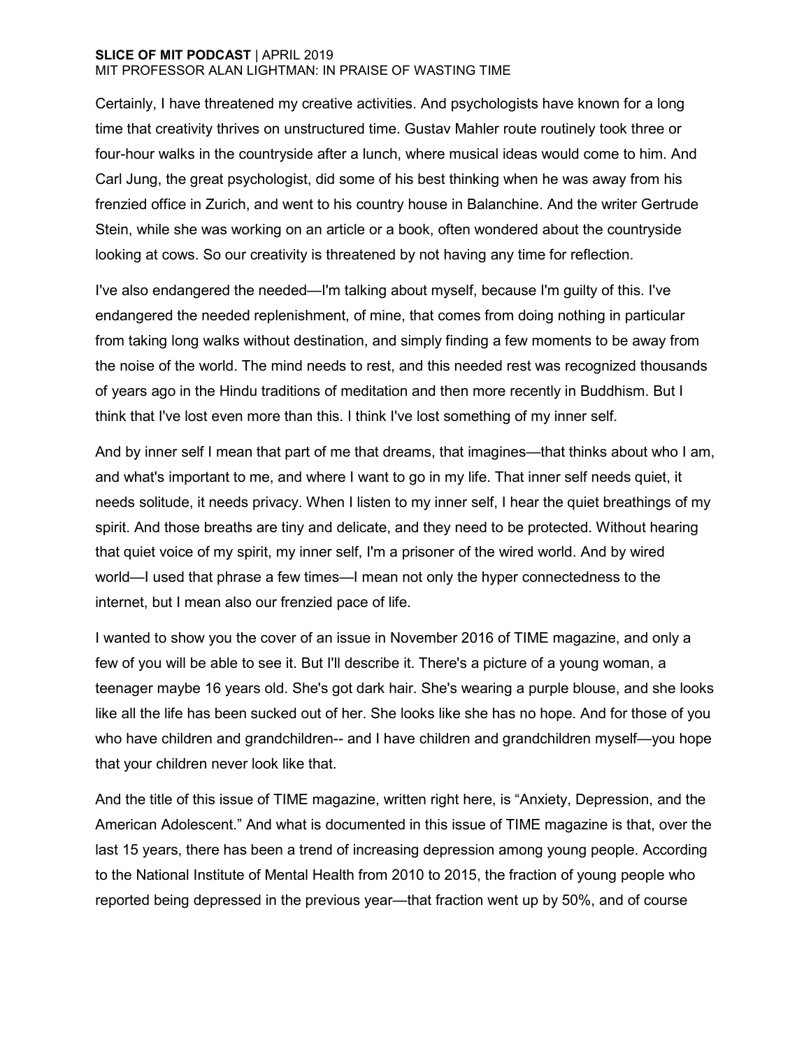Certainly, I have threatened my creative activities. And psychologists have known for a long time that creativity thrives on unstructured time. Gustav Mahler route routinely took three or four-hour walks in the countryside after a lunch, where musical ideas would come to him. And Carl Jung, the great psychologist, did some of his best thinking when he was away from his frenzied office in Zurich, and went to his country house in Balanchine. And the writer Gertrude Stein, while she was working on an article or a book, often wondered about the countryside looking at cows. So our creativity is threatened by not having any time for reflection.

I've also endangered the needed—I'm talking about myself, because I'm guilty of this. I've endangered the needed replenishment, of mine, that comes from doing nothing in particular from taking long walks without destination, and simply finding a few moments to be away from the noise of the world. The mind needs to rest, and this needed rest was recognized thousands of years ago in the Hindu traditions of meditation and then more recently in Buddhism. But I think that I've lost even more than this. I think I've lost something of my inner self.

And by inner self I mean that part of me that dreams, that imagines—that thinks about who I am, and what's important to me, and where I want to go in my life. That inner self needs quiet, it needs solitude, it needs privacy. When I listen to my inner self, I hear the quiet breathings of my spirit. And those breaths are tiny and delicate, and they need to be protected. Without hearing that quiet voice of my spirit, my inner self, I'm a prisoner of the wired world. And by wired world—I used that phrase a few times—I mean not only the hyper connectedness to the internet, but I mean also our frenzied pace of life.

I wanted to show you the cover of an issue in November 2016 of TIME magazine, and only a few of you will be able to see it. But I'll describe it. There's a picture of a young woman, a teenager maybe 16 years old. She's got dark hair. She's wearing a purple blouse, and she looks like all the life has been sucked out of her. She looks like she has no hope. And for those of you who have children and grandchildren-- and I have children and grandchildren myself—you hope that your children never look like that.

And the title of this issue of TIME magazine, written right here, is "Anxiety, Depression, and the American Adolescent." And what is documented in this issue of TIME magazine is that, over the last 15 years, there has been a trend of increasing depression among young people. According to the National Institute of Mental Health from 2010 to 2015, the fraction of young people who reported being depressed in the previous year—that fraction went up by 50%, and of course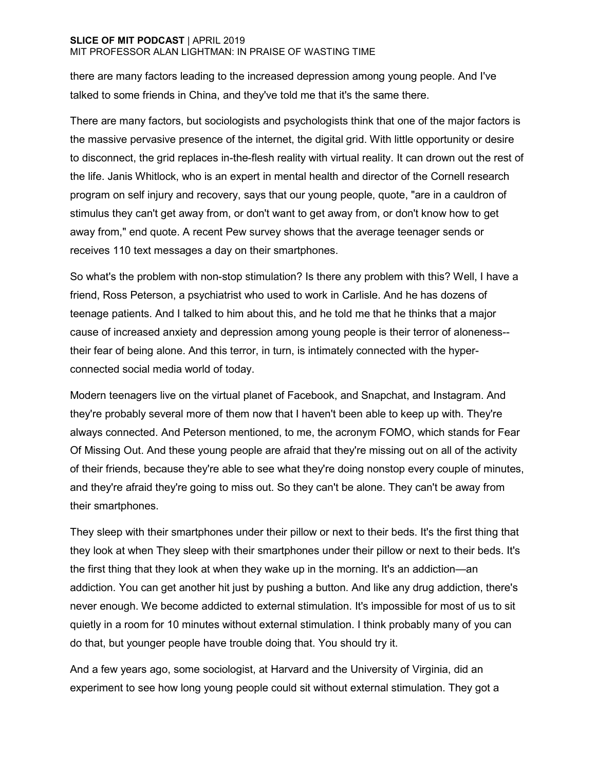there are many factors leading to the increased depression among young people. And I've talked to some friends in China, and they've told me that it's the same there.

There are many factors, but sociologists and psychologists think that one of the major factors is the massive pervasive presence of the internet, the digital grid. With little opportunity or desire to disconnect, the grid replaces in-the-flesh reality with virtual reality. It can drown out the rest of the life. Janis Whitlock, who is an expert in mental health and director of the Cornell research program on self injury and recovery, says that our young people, quote, "are in a cauldron of stimulus they can't get away from, or don't want to get away from, or don't know how to get away from," end quote. A recent Pew survey shows that the average teenager sends or receives 110 text messages a day on their smartphones.

So what's the problem with non-stop stimulation? Is there any problem with this? Well, I have a friend, Ross Peterson, a psychiatrist who used to work in Carlisle. And he has dozens of teenage patients. And I talked to him about this, and he told me that he thinks that a major cause of increased anxiety and depression among young people is their terror of aloneness--their fear of being alone. And this terror, in turn, is intimately connected with the hyper-connected social media world of today.

Modern teenagers live on the virtual planet of Facebook, and Snapchat, and Instagram. And they're probably several more of them now that I haven't been able to keep up with. They're always connected. And Peterson mentioned, to me, the acronym FOMO, which stands for Fear Of Missing Out. And these young people are afraid that they're missing out on all of the activity of their friends, because they're able to see what they're doing nonstop every couple of minutes, and they're afraid they're going to miss out. So they can't be alone. They can't be away from their smartphones.

They sleep with their smartphones under their pillow or next to their beds. It's the first thing that they look at when They sleep with their smartphones under their pillow or next to their beds. It's the first thing that they look at when they wake up in the morning. It's an addiction—an addiction. You can get another hit just by pushing a button. And like any drug addiction, there's never enough. We become addicted to external stimulation. It's impossible for most of us to sit quietly in a room for 10 minutes without external stimulation. I think probably many of you can do that, but younger people have trouble doing that. You should try it.

And a few years ago, some sociologist, at Harvard and the University of Virginia, did an experiment to see how long young people could sit without external stimulation. They got a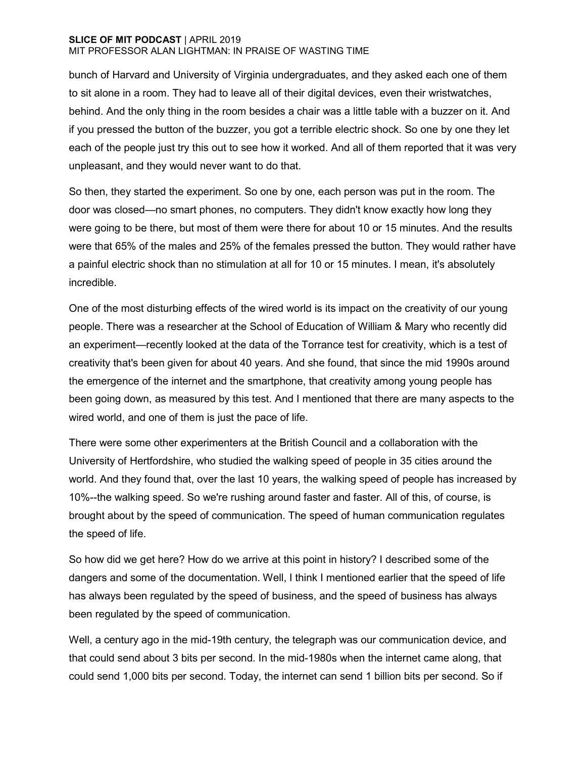bunch of Harvard and University of Virginia undergraduates, and they asked each one of them to sit alone in a room. They had to leave all of their digital devices, even their wristwatches, behind. And the only thing in the room besides a chair was a little table with a buzzer on it. And if you pressed the button of the buzzer, you got a terrible electric shock. So one by one they let each of the people just try this out to see how it worked. And all of them reported that it was very unpleasant, and they would never want to do that.

So then, they started the experiment. So one by one, each person was put in the room. The door was closed—no smart phones, no computers. They didn't know exactly how long they were going to be there, but most of them were there for about 10 or 15 minutes. And the results were that 65% of the males and 25% of the females pressed the button. They would rather have a painful electric shock than no stimulation at all for 10 or 15 minutes. I mean, it's absolutely incredible.

One of the most disturbing effects of the wired world is its impact on the creativity of our young people. There was a researcher at the School of Education of William & Mary who recently did an experiment—recently looked at the data of the Torrance test for creativity, which is a test of creativity that's been given for about 40 years. And she found, that since the mid 1990s around the emergence of the internet and the smartphone, that creativity among young people has been going down, as measured by this test. And I mentioned that there are many aspects to the wired world, and one of them is just the pace of life.

There were some other experimenters at the British Council and a collaboration with the University of Hertfordshire, who studied the walking speed of people in 35 cities around the world. And they found that, over the last 10 years, the walking speed of people has increased by 10%--the walking speed. So we're rushing around faster and faster. All of this, of course, is brought about by the speed of communication. The speed of human communication regulates the speed of life.

So how did we get here? How do we arrive at this point in history? I described some of the dangers and some of the documentation. Well, I think I mentioned earlier that the speed of life has always been regulated by the speed of business, and the speed of business has always been regulated by the speed of communication.

Well, a century ago in the mid-19th century, the telegraph was our communication device, and that could send about 3 bits per second. In the mid-1980s when the internet came along, that could send 1,000 bits per second. Today, the internet can send 1 billion bits per second. So if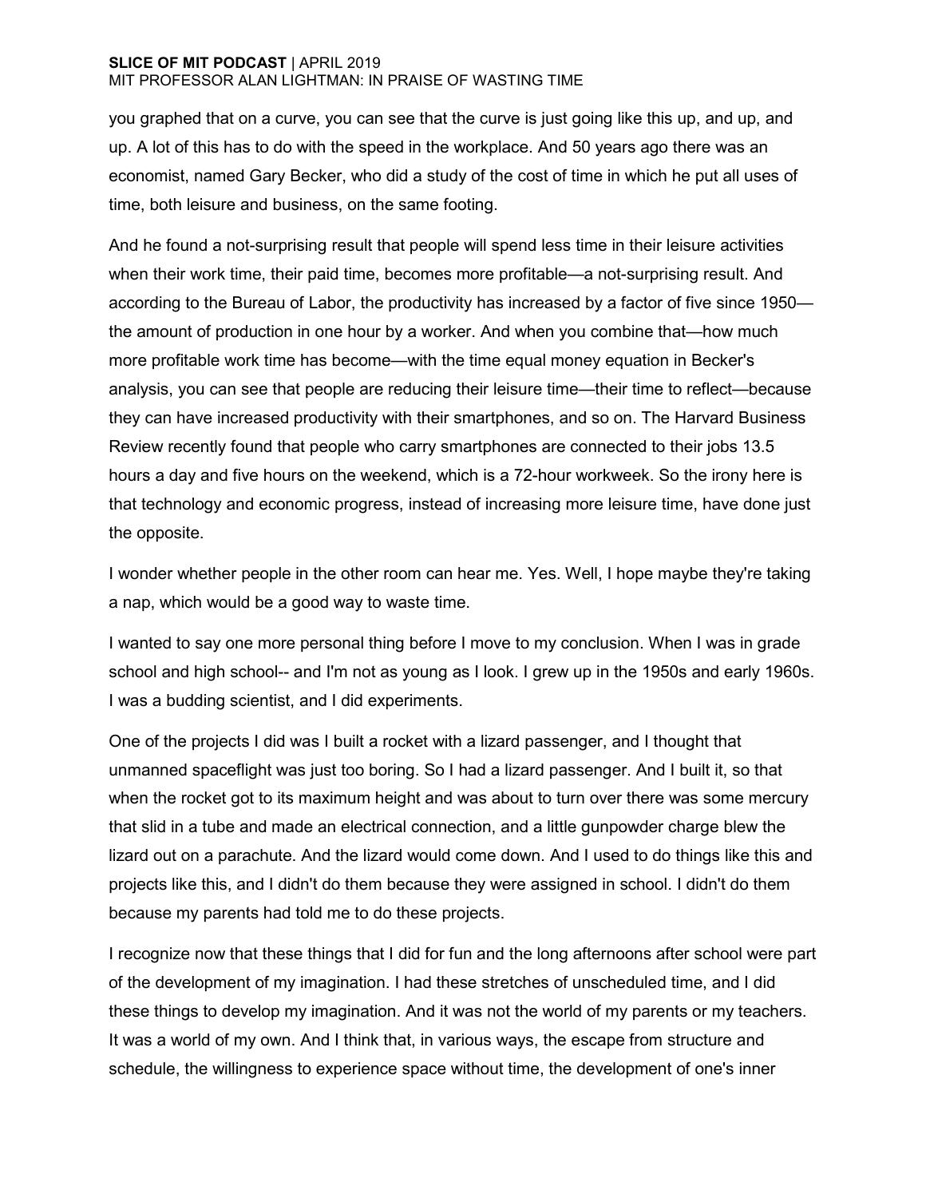you graphed that on a curve, you can see that the curve is just going like this up, and up, and up. A lot of this has to do with the speed in the workplace. And 50 years ago there was an economist, named Gary Becker, who did a study of the cost of time in which he put all uses of time, both leisure and business, on the same footing.

And he found a not-surprising result that people will spend less time in their leisure activities when their work time, their paid time, becomes more profitable—a not-surprising result. And according to the Bureau of Labor, the productivity has increased by a factor of five since 1950—the amount of production in one hour by a worker. And when you combine that—how much more profitable work time has become—with the time equal money equation in Becker's analysis, you can see that people are reducing their leisure time—their time to reflect—because they can have increased productivity with their smartphones, and so on. The Harvard Business Review recently found that people who carry smartphones are connected to their jobs 13.5 hours a day and five hours on the weekend, which is a 72-hour workweek. So the irony here is that technology and economic progress, instead of increasing more leisure time, have done just the opposite.

I wonder whether people in the other room can hear me. Yes. Well, I hope maybe they're taking a nap, which would be a good way to waste time.

I wanted to say one more personal thing before I move to my conclusion. When I was in grade school and high school-- and I'm not as young as I look. I grew up in the 1950s and early 1960s. I was a budding scientist, and I did experiments.

One of the projects I did was I built a rocket with a lizard passenger, and I thought that unmanned spaceflight was just too boring. So I had a lizard passenger. And I built it, so that when the rocket got to its maximum height and was about to turn over there was some mercury that slid in a tube and made an electrical connection, and a little gunpowder charge blew the lizard out on a parachute. And the lizard would come down. And I used to do things like this and projects like this, and I didn't do them because they were assigned in school. I didn't do them because my parents had told me to do these projects.

I recognize now that these things that I did for fun and the long afternoons after school were part of the development of my imagination. I had these stretches of unscheduled time, and I did these things to develop my imagination. And it was not the world of my parents or my teachers. It was a world of my own. And I think that, in various ways, the escape from structure and schedule, the willingness to experience space without time, the development of one's inner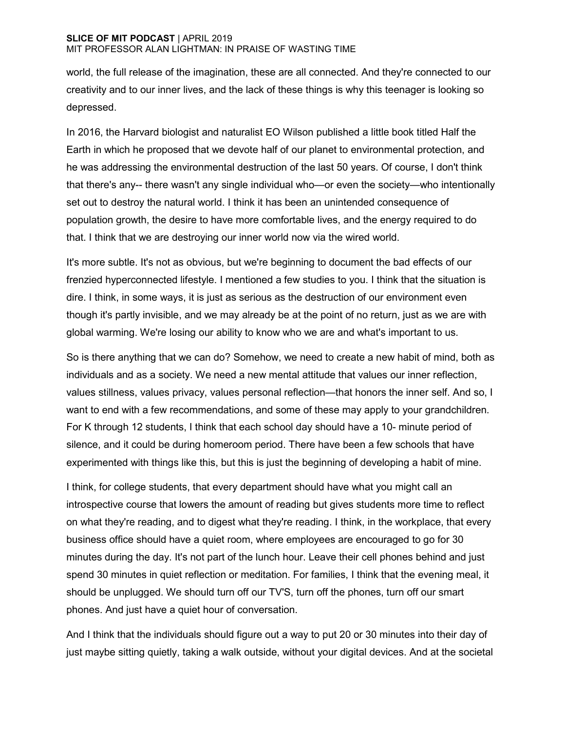world, the full release of the imagination, these are all connected. And they're connected to our creativity and to our inner lives, and the lack of these things is why this teenager is looking so depressed.

In 2016, the Harvard biologist and naturalist EO Wilson published a little book titled Half the Earth in which he proposed that we devote half of our planet to environmental protection, and he was addressing the environmental destruction of the last 50 years. Of course, I don't think that there's any-- there wasn't any single individual who—or even the society—who intentionally set out to destroy the natural world. I think it has been an unintended consequence of population growth, the desire to have more comfortable lives, and the energy required to do that. I think that we are destroying our inner world now via the wired world.

It's more subtle. It's not as obvious, but we're beginning to document the bad effects of our frenzied hyperconnected lifestyle. I mentioned a few studies to you. I think that the situation is dire. I think, in some ways, it is just as serious as the destruction of our environment even though it's partly invisible, and we may already be at the point of no return, just as we are with global warming. We're losing our ability to know who we are and what's important to us.

So is there anything that we can do? Somehow, we need to create a new habit of mind, both as individuals and as a society. We need a new mental attitude that values our inner reflection, values stillness, values privacy, values personal reflection—that honors the inner self. And so, I want to end with a few recommendations, and some of these may apply to your grandchildren. For K through 12 students, I think that each school day should have a 10- minute period of silence, and it could be during homeroom period. There have been a few schools that have experimented with things like this, but this is just the beginning of developing a habit of mine.

I think, for college students, that every department should have what you might call an introspective course that lowers the amount of reading but gives students more time to reflect on what they're reading, and to digest what they're reading. I think, in the workplace, that every business office should have a quiet room, where employees are encouraged to go for 30 minutes during the day. It's not part of the lunch hour. Leave their cell phones behind and just spend 30 minutes in quiet reflection or meditation. For families, I think that the evening meal, it should be unplugged. We should turn off our TV'S, turn off the phones, turn off our smart phones. And just have a quiet hour of conversation.

And I think that the individuals should figure out a way to put 20 or 30 minutes into their day of just maybe sitting quietly, taking a walk outside, without your digital devices. And at the societal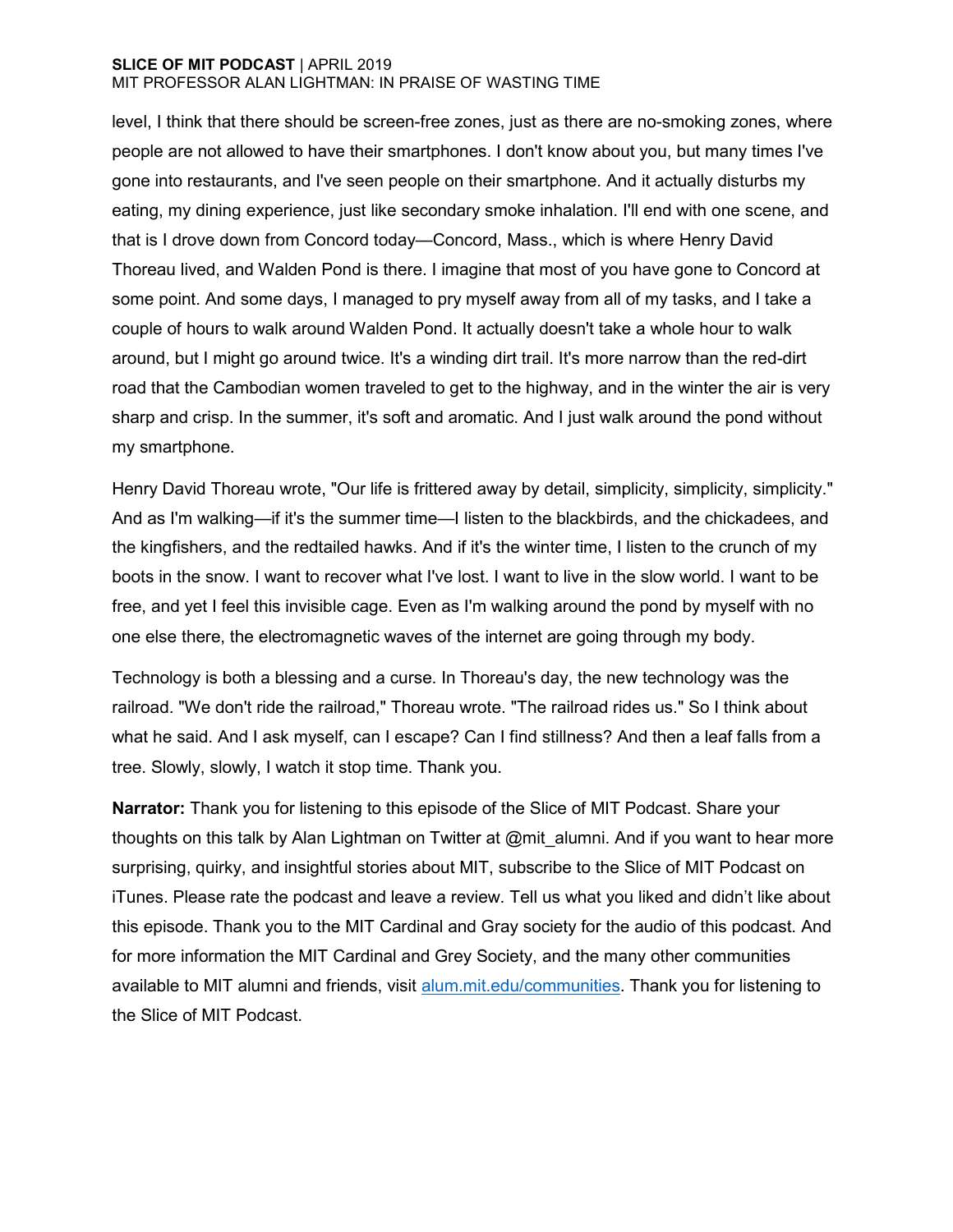level, I think that there should be screen-free zones, just as there are no-smoking zones, where people are not allowed to have their smartphones. I don't know about you, but many times I've gone into restaurants, and I've seen people on their smartphone. And it actually disturbs my eating, my dining experience, just like secondary smoke inhalation. I'll end with one scene, and that is I drove down from Concord today—Concord, Mass., which is where Henry David Thoreau lived, and Walden Pond is there. I imagine that most of you have gone to Concord at some point. And some days, I managed to pry myself away from all of my tasks, and I take a couple of hours to walk around Walden Pond. It actually doesn't take a whole hour to walk around, but I might go around twice. It's a winding dirt trail. It's more narrow than the red-dirt road that the Cambodian women traveled to get to the highway, and in the winter the air is very sharp and crisp. In the summer, it's soft and aromatic. And I just walk around the pond without my smartphone.

Henry David Thoreau wrote, "Our life is frittered away by detail, simplicity, simplicity, simplicity." And as I'm walking—if it's the summer time—I listen to the blackbirds, and the chickadees, and the kingfishers, and the redtailed hawks. And if it's the winter time, I listen to the crunch of my boots in the snow. I want to recover what I've lost. I want to live in the slow world. I want to be free, and yet I feel this invisible cage. Even as I'm walking around the pond by myself with no one else there, the electromagnetic waves of the internet are going through my body.

Technology is both a blessing and a curse. In Thoreau's day, the new technology was the railroad. "We don't ride the railroad," Thoreau wrote. "The railroad rides us." So I think about what he said. And I ask myself, can I escape? Can I find stillness? And then a leaf falls from a tree. Slowly, slowly, I watch it stop time. Thank you.

**Narrator:** Thank you for listening to this episode of the Slice of MIT Podcast. Share your thoughts on this talk by Alan Lightman on Twitter at @mit_alumni. And if you want to hear more surprising, quirky, and insightful stories about MIT, subscribe to the Slice of MIT Podcast on iTunes. Please rate the podcast and leave a review. Tell us what you liked and didn't like about this episode. Thank you to the MIT Cardinal and Gray society for the audio of this podcast. And for more information the MIT Cardinal and Grey Society, and the many other communities available to MIT alumni and friends, visit [alum.mit.edu/communities](alum.mit.edu/communities). Thank you for listening to the Slice of MIT Podcast.